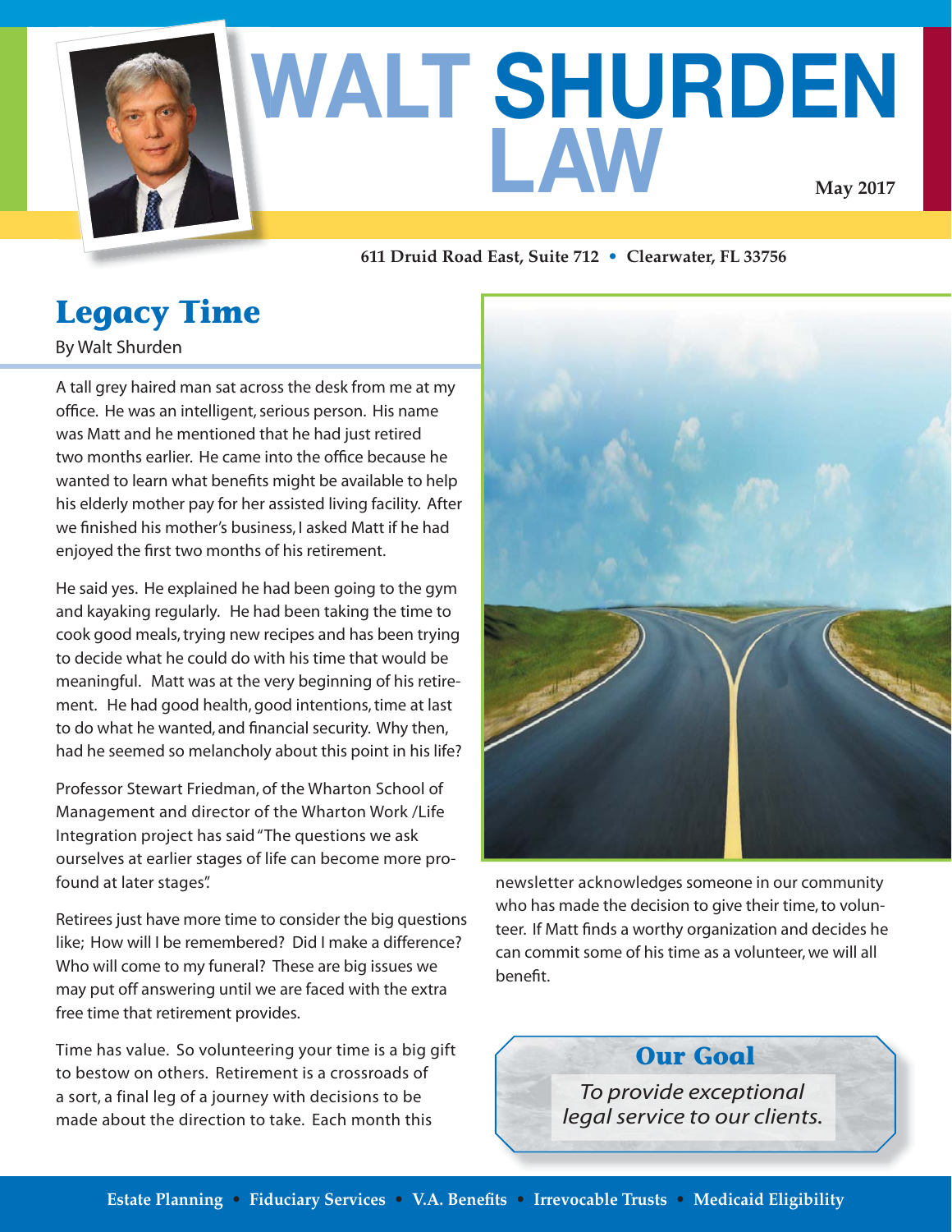# WALT SHURDEN LAW

May 2017

611 Druid Road East, Suite 712 • Clearwater, FL 33756

## Legacy Time

By Walt Shurden

A tall grey haired man sat across the desk from me at my office. He was an intelligent, serious person. His name was Matt and he mentioned that he had just retired two months earlier. He came into the office because he wanted to learn what benefits might be available to help his elderly mother pay for her assisted living facility. After we finished his mother's business, I asked Matt if he had enjoyed the first two months of his retirement.

He said yes. He explained he had been going to the gym and kayaking regularly. He had been taking the time to cook good meals, trying new recipes and has been trying to decide what he could do with his time that would be meaningful. Matt was at the very beginning of his retirement. He had good health, good intentions, time at last to do what he wanted, and financial security. Why then, had he seemed so melancholy about this point in his life?

Professor Stewart Friedman, of the Wharton School of Management and director of the Wharton Work /Life Integration project has said "The questions we ask ourselves at earlier stages of life can become more profound at later stages".

Retirees just have more time to consider the big questions like; How will I be remembered? Did I make a difference? Who will come to my funeral? These are big issues we may put off answering until we are faced with the extra free time that retirement provides.

Time has value. So volunteering your time is a big gift to bestow on others. Retirement is a crossroads of a sort, a final leg of a journey with decisions to be made about the direction to take. Each month this newsletter acknowledges someone in our community who has made the decision to give their time, to volunteer. If Matt finds a worthy organization and decides he can commit some of his time as a volunteer, we will all benefit.

### Our Goal

*To provide exceptional legal service to our clients.*

**Estate Planning • Fiduciary Services • V.A. Benefits • Irrevocable Trusts • Medicaid Eligibility**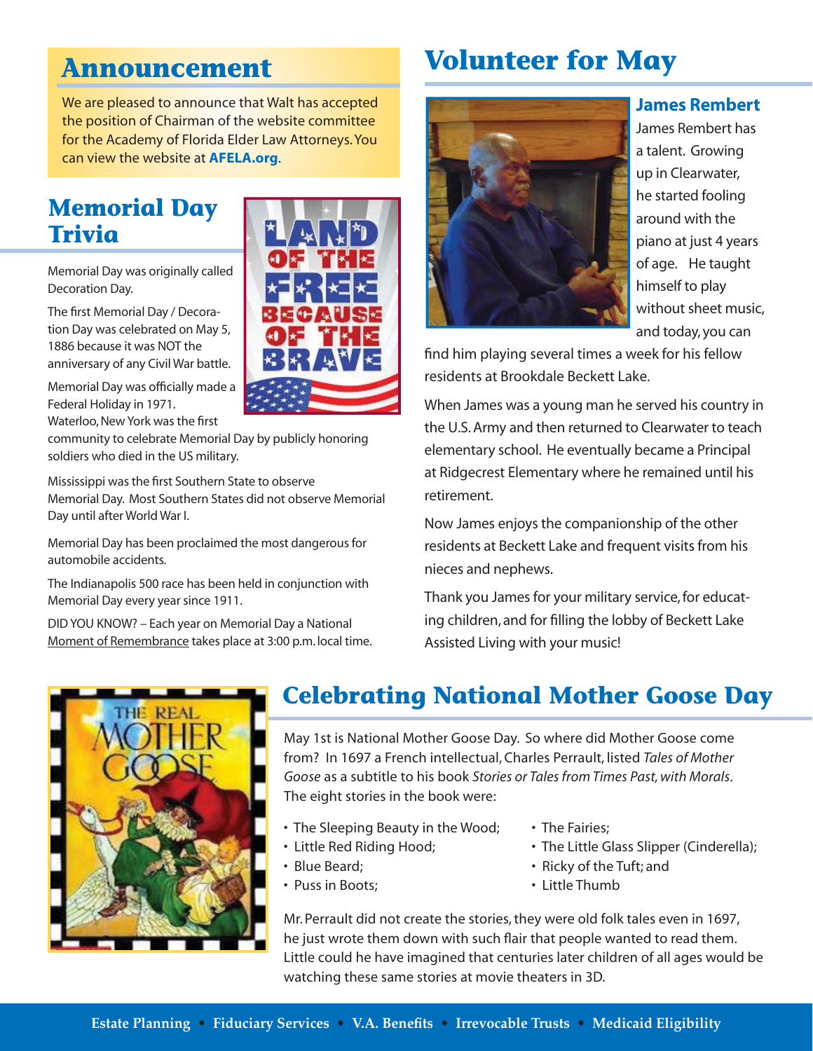## Announcement

We are pleased to announce that Walt has accepted the position of Chairman of the website committee for the Academy of Florida Elder Law Attorneys. You can view the website at **AFELA.org**.

## Memorial Day Trivia

Memorial Day was originally called Decoration Day.

The first Memorial Day / Decoration Day was celebrated on May 5, 1886 because it was NOT the anniversary of any Civil War battle.

Memorial Day was officially made a Federal Holiday in 1971.

Waterloo, New York was the first community to celebrate Memorial Day by publicly honoring soldiers who died in the US military.

Mississippi was the first Southern State to observe Memorial Day. Most Southern States did not observe Memorial Day until after World War I.

Memorial Day has been proclaimed the most dangerous for automobile accidents.

The Indianapolis 500 race has been held in conjunction with Memorial Day every year since 1911.

DID YOU KNOW? – Each year on Memorial Day a National Moment of Remembrance takes place at 3:00 p.m. local time.

## Volunteer for May

### James Rembert

James Rembert has a talent. Growing up in Clearwater, he started fooling around with the piano at just 4 years of age. He taught himself to play without sheet music, and today, you can find him playing several times a week for his fellow residents at Brookdale Beckett Lake.

When James was a young man he served his country in the U.S. Army and then returned to Clearwater to teach elementary school. He eventually became a Principal at Ridgecrest Elementary where he remained until his retirement.

Now James enjoys the companionship of the other residents at Beckett Lake and frequent visits from his nieces and nephews.

Thank you James for your military service, for educating children, and for filling the lobby of Beckett Lake Assisted Living with your music!

## Celebrating National Mother Goose Day

May 1st is National Mother Goose Day. So where did Mother Goose come from? In 1697 a French intellectual, Charles Perrault, listed *Tales of Mother Goose* as a subtitle to his book *Stories or Tales from Times Past, with Morals*. The eight stories in the book were:

- The Sleeping Beauty in the Wood;
- Little Red Riding Hood;
- Blue Beard;
- Puss in Boots;
- The Fairies;
- The Little Glass Slipper (Cinderella);
- Ricky of the Tuft; and
- Little Thumb

Mr. Perrault did not create the stories, they were old folk tales even in 1697, he just wrote them down with such flair that people wanted to read them. Little could he have imagined that centuries later children of all ages would be watching these same stories at movie theaters in 3D.

**Estate Planning • Fiduciary Services • V.A. Benefits • Irrevocable Trusts • Medicaid Eligibility**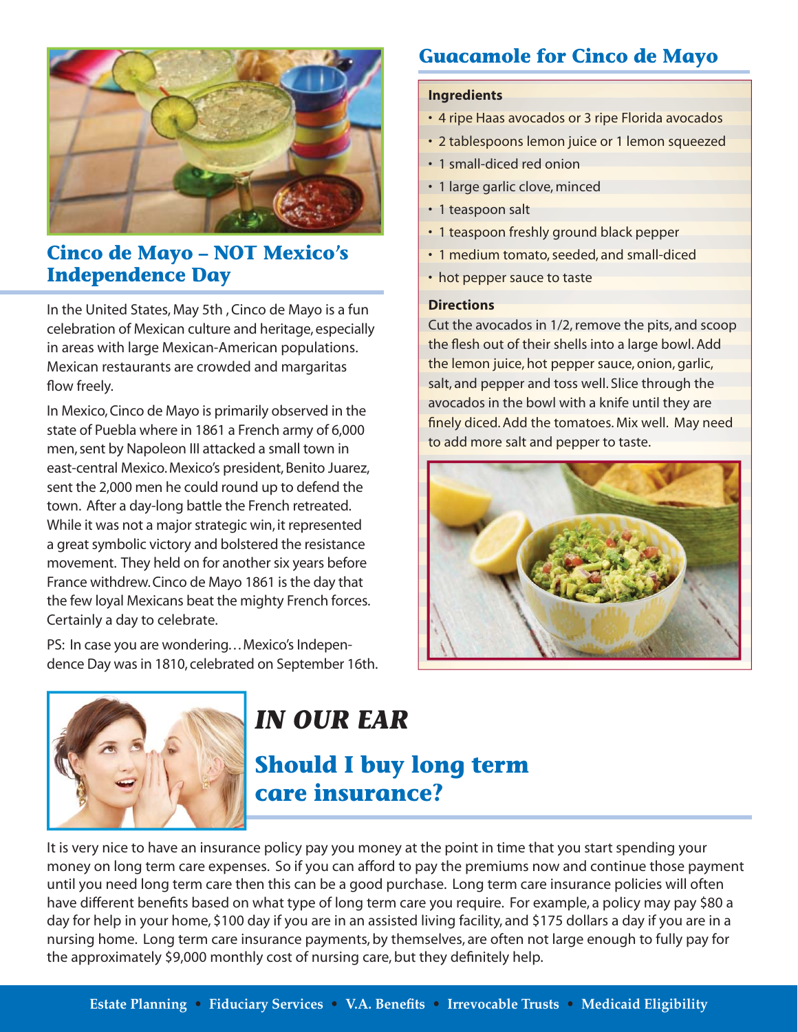## Cinco de Mayo – NOT Mexico's Independence Day

In the United States, May 5th , Cinco de Mayo is a fun celebration of Mexican culture and heritage, especially in areas with large Mexican-American populations. Mexican restaurants are crowded and margaritas flow freely.

In Mexico, Cinco de Mayo is primarily observed in the state of Puebla where in 1861 a French army of 6,000 men, sent by Napoleon III attacked a small town in east-central Mexico. Mexico's president, Benito Juarez, sent the 2,000 men he could round up to defend the town. After a day-long battle the French retreated. While it was not a major strategic win, it represented a great symbolic victory and bolstered the resistance movement. They held on for another six years before France withdrew. Cinco de Mayo 1861 is the day that the few loyal Mexicans beat the mighty French forces. Certainly a day to celebrate.

PS: In case you are wondering…Mexico's Independence Day was in 1810, celebrated on September 16th.

## Guacamole for Cinco de Mayo

**Ingredients**

- 4 ripe Haas avocados or 3 ripe Florida avocados
- 2 tablespoons lemon juice or 1 lemon squeezed
- 1 small-diced red onion
- 1 large garlic clove, minced
- 1 teaspoon salt
- 1 teaspoon freshly ground black pepper
- 1 medium tomato, seeded, and small-diced
- hot pepper sauce to taste

**Directions**

Cut the avocados in 1/2, remove the pits, and scoop the flesh out of their shells into a large bowl. Add the lemon juice, hot pepper sauce, onion, garlic, salt, and pepper and toss well. Slice through the avocados in the bowl with a knife until they are finely diced. Add the tomatoes. Mix well. May need to add more salt and pepper to taste.

## *IN OUR EAR*

### Should I buy long term care insurance?

It is very nice to have an insurance policy pay you money at the point in time that you start spending your money on long term care expenses. So if you can afford to pay the premiums now and continue those payment until you need long term care then this can be a good purchase. Long term care insurance policies will often have different benefits based on what type of long term care you require. For example, a policy may pay $80 a day for help in your home, $100 day if you are in an assisted living facility, and $175 dollars a day if you are in a nursing home. Long term care insurance payments, by themselves, are often not large enough to fully pay for the approximately $9,000 monthly cost of nursing care, but they definitely help.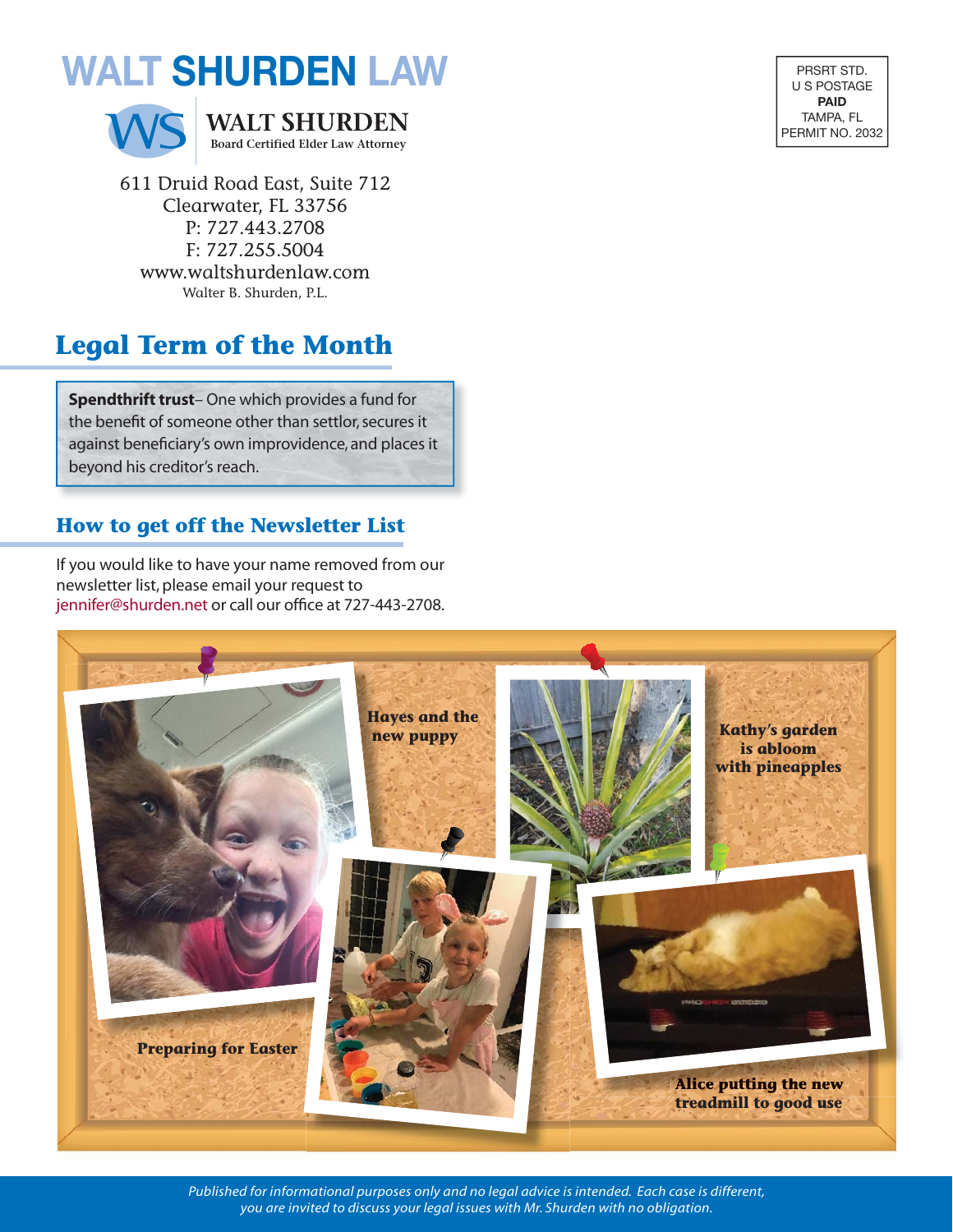# WALT SHURDEN LAW

**WALT SHURDEN**
Board Certified Elder Law Attorney

611 Druid Road East, Suite 712
Clearwater, FL 33756
P: 727.443.2708
F: 727.255.5004
www.waltshurdenlaw.com
Walter B. Shurden, P.L.

PRSRT STD.
U S POSTAGE
**PAID**
TAMPA, FL
PERMIT NO. 2032

## Legal Term of the Month

**Spendthrift trust**– One which provides a fund for the benefit of someone other than settlor, secures it against beneficiary's own improvidence, and places it beyond his creditor's reach.

### How to get off the Newsletter List

If you would like to have your name removed from our newsletter list, please email your request to jennifer@shurden.net or call our office at 727-443-2708.

Hayes and the new puppy

Kathy's garden is abloom with pineapples

Preparing for Easter

Alice putting the new treadmill to good use

*Published for informational purposes only and no legal advice is intended. Each case is different, you are invited to discuss your legal issues with Mr. Shurden with no obligation.*